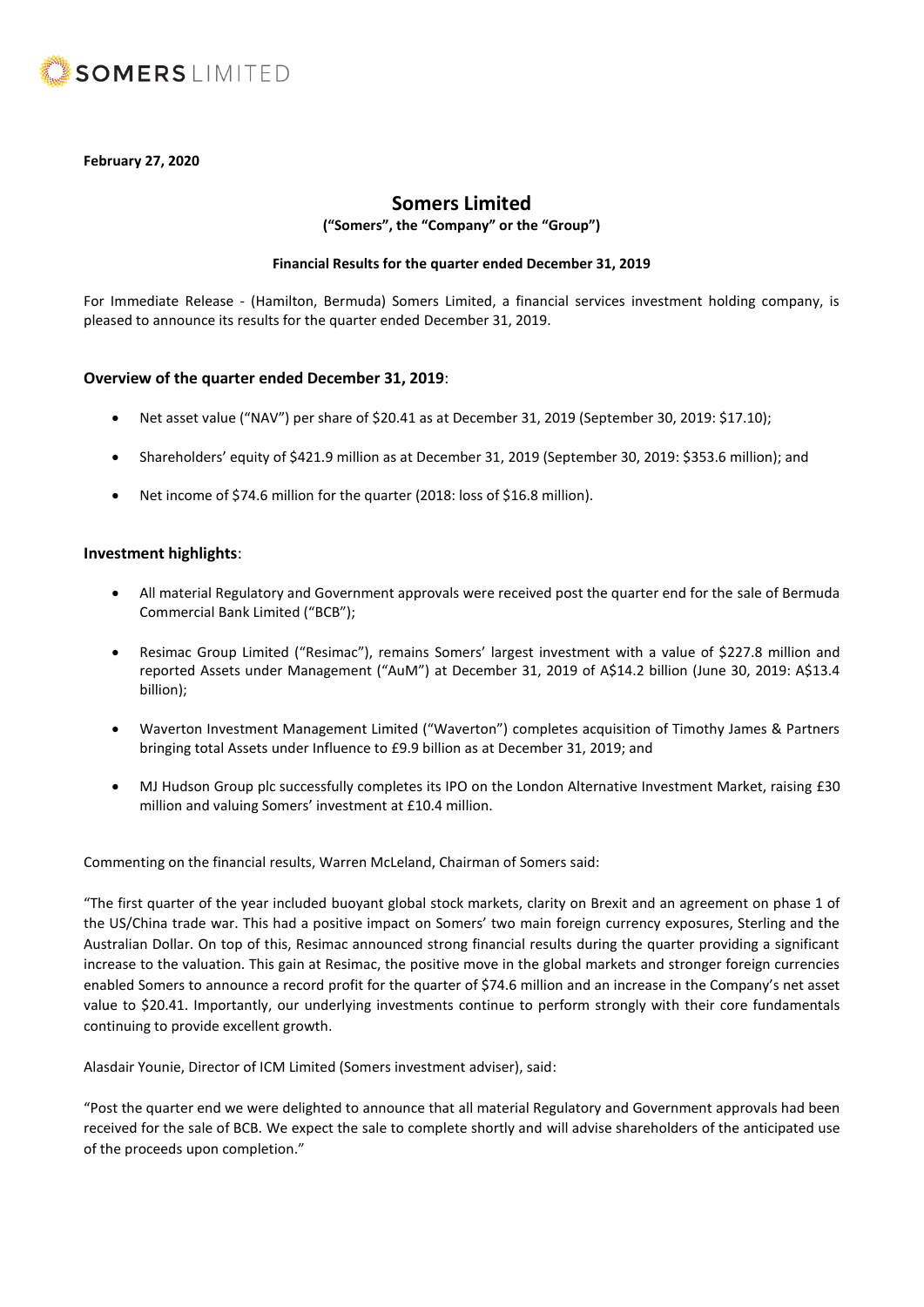**February 27, 2020**

# Somers Limited

**("Somers", the "Company" or the "Group")**

**Financial Results for the quarter ended December 31, 2019**

For Immediate Release - (Hamilton, Bermuda) Somers Limited, a financial services investment holding company, is pleased to announce its results for the quarter ended December 31, 2019.

## Overview of the quarter ended December 31, 2019:

- Net asset value ("NAV") per share of $20.41 as at December 31, 2019 (September 30, 2019: $17.10);
- Shareholders' equity of $421.9 million as at December 31, 2019 (September 30, 2019: $353.6 million); and
- Net income of $74.6 million for the quarter (2018: loss of $16.8 million).

## Investment highlights:

- All material Regulatory and Government approvals were received post the quarter end for the sale of Bermuda Commercial Bank Limited ("BCB");
- Resimac Group Limited ("Resimac"), remains Somers' largest investment with a value of $227.8 million and reported Assets under Management ("AuM") at December 31, 2019 of A$14.2 billion (June 30, 2019: A$13.4 billion);
- Waverton Investment Management Limited ("Waverton") completes acquisition of Timothy James & Partners bringing total Assets under Influence to £9.9 billion as at December 31, 2019; and
- MJ Hudson Group plc successfully completes its IPO on the London Alternative Investment Market, raising £30 million and valuing Somers' investment at £10.4 million.

Commenting on the financial results, Warren McLeland, Chairman of Somers said:

"The first quarter of the year included buoyant global stock markets, clarity on Brexit and an agreement on phase 1 of the US/China trade war. This had a positive impact on Somers' two main foreign currency exposures, Sterling and the Australian Dollar. On top of this, Resimac announced strong financial results during the quarter providing a significant increase to the valuation. This gain at Resimac, the positive move in the global markets and stronger foreign currencies enabled Somers to announce a record profit for the quarter of $74.6 million and an increase in the Company's net asset value to $20.41. Importantly, our underlying investments continue to perform strongly with their core fundamentals continuing to provide excellent growth.

Alasdair Younie, Director of ICM Limited (Somers investment adviser), said:

"Post the quarter end we were delighted to announce that all material Regulatory and Government approvals had been received for the sale of BCB. We expect the sale to complete shortly and will advise shareholders of the anticipated use of the proceeds upon completion."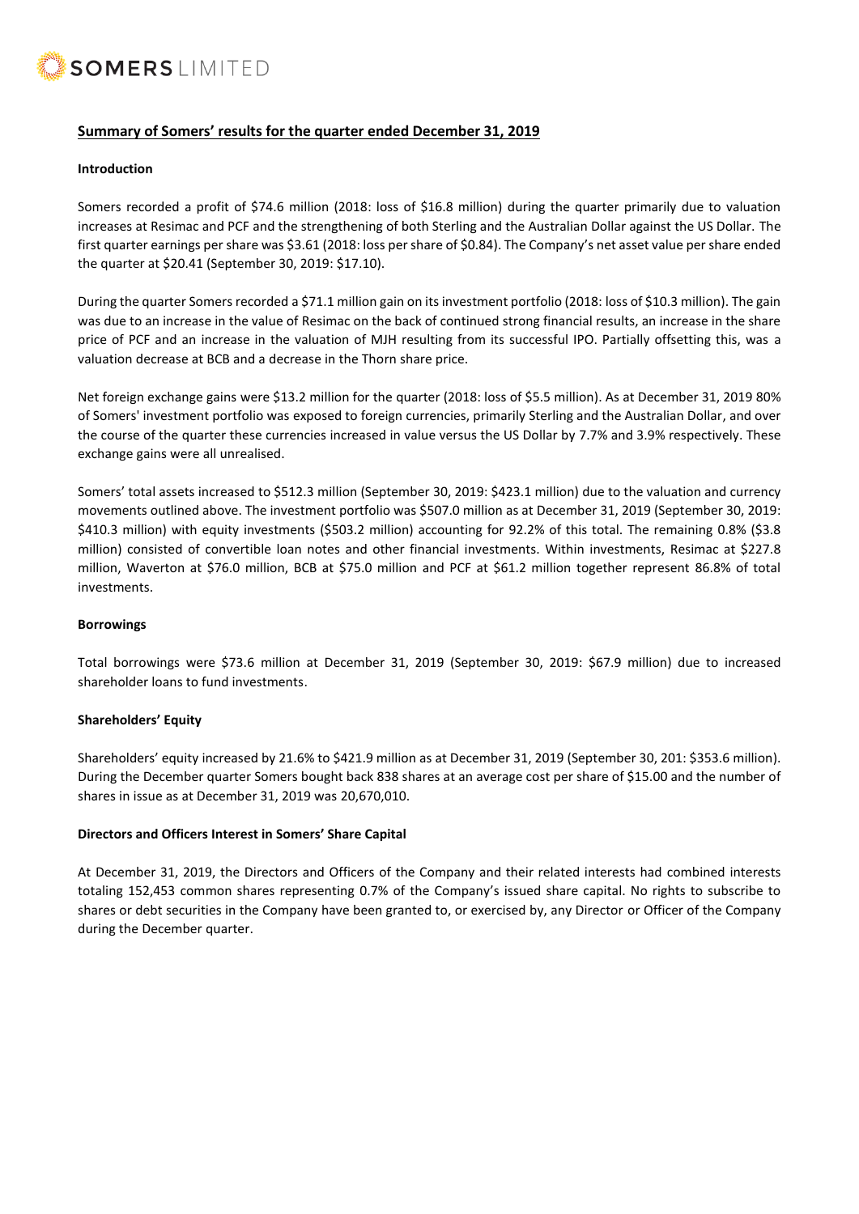## Summary of Somers' results for the quarter ended December 31, 2019

### Introduction

Somers recorded a profit of $74.6 million (2018: loss of $16.8 million) during the quarter primarily due to valuation increases at Resimac and PCF and the strengthening of both Sterling and the Australian Dollar against the US Dollar. The first quarter earnings per share was $3.61 (2018: loss per share of $0.84). The Company's net asset value per share ended the quarter at $20.41 (September 30, 2019: $17.10).

During the quarter Somers recorded a $71.1 million gain on its investment portfolio (2018: loss of $10.3 million). The gain was due to an increase in the value of Resimac on the back of continued strong financial results, an increase in the share price of PCF and an increase in the valuation of MJH resulting from its successful IPO. Partially offsetting this, was a valuation decrease at BCB and a decrease in the Thorn share price.

Net foreign exchange gains were $13.2 million for the quarter (2018: loss of $5.5 million). As at December 31, 2019 80% of Somers' investment portfolio was exposed to foreign currencies, primarily Sterling and the Australian Dollar, and over the course of the quarter these currencies increased in value versus the US Dollar by 7.7% and 3.9% respectively. These exchange gains were all unrealised.

Somers' total assets increased to $512.3 million (September 30, 2019: $423.1 million) due to the valuation and currency movements outlined above. The investment portfolio was $507.0 million as at December 31, 2019 (September 30, 2019: $410.3 million) with equity investments ($503.2 million) accounting for 92.2% of this total. The remaining 0.8% ($3.8 million) consisted of convertible loan notes and other financial investments. Within investments, Resimac at $227.8 million, Waverton at $76.0 million, BCB at $75.0 million and PCF at $61.2 million together represent 86.8% of total investments.

### Borrowings

Total borrowings were $73.6 million at December 31, 2019 (September 30, 2019: $67.9 million) due to increased shareholder loans to fund investments.

### Shareholders' Equity

Shareholders' equity increased by 21.6% to $421.9 million as at December 31, 2019 (September 30, 201: $353.6 million). During the December quarter Somers bought back 838 shares at an average cost per share of $15.00 and the number of shares in issue as at December 31, 2019 was 20,670,010.

### Directors and Officers Interest in Somers' Share Capital

At December 31, 2019, the Directors and Officers of the Company and their related interests had combined interests totaling 152,453 common shares representing 0.7% of the Company's issued share capital. No rights to subscribe to shares or debt securities in the Company have been granted to, or exercised by, any Director or Officer of the Company during the December quarter.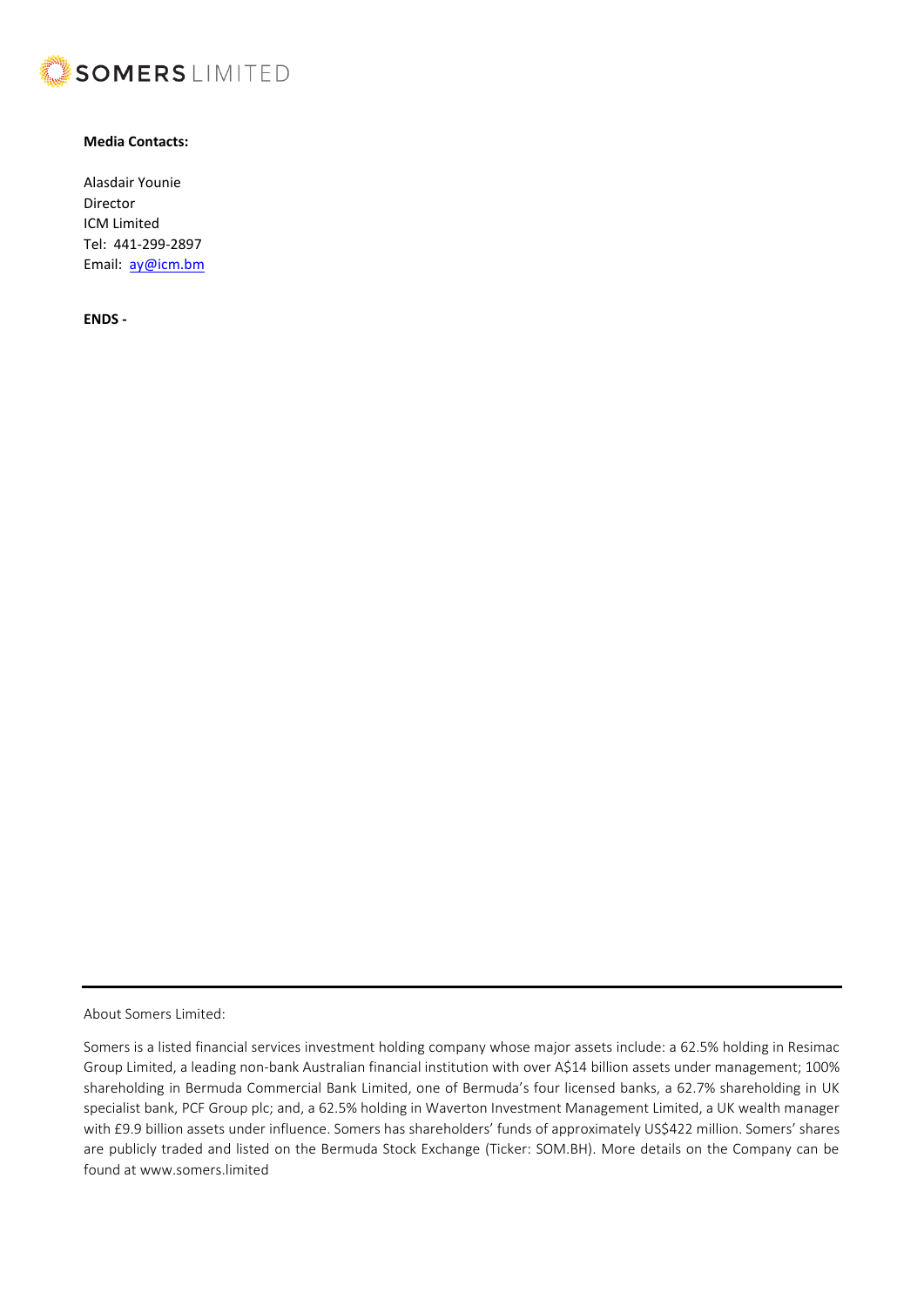**Media Contacts:**

Alasdair Younie
Director
ICM Limited
Tel: 441-299-2897
Email: ay@icm.bm

**ENDS -**

---

About Somers Limited:

Somers is a listed financial services investment holding company whose major assets include: a 62.5% holding in Resimac Group Limited, a leading non-bank Australian financial institution with over A$14 billion assets under management; 100% shareholding in Bermuda Commercial Bank Limited, one of Bermuda's four licensed banks, a 62.7% shareholding in UK specialist bank, PCF Group plc; and, a 62.5% holding in Waverton Investment Management Limited, a UK wealth manager with £9.9 billion assets under influence. Somers has shareholders' funds of approximately US$422 million. Somers' shares are publicly traded and listed on the Bermuda Stock Exchange (Ticker: SOM.BH). More details on the Company can be found at www.somers.limited